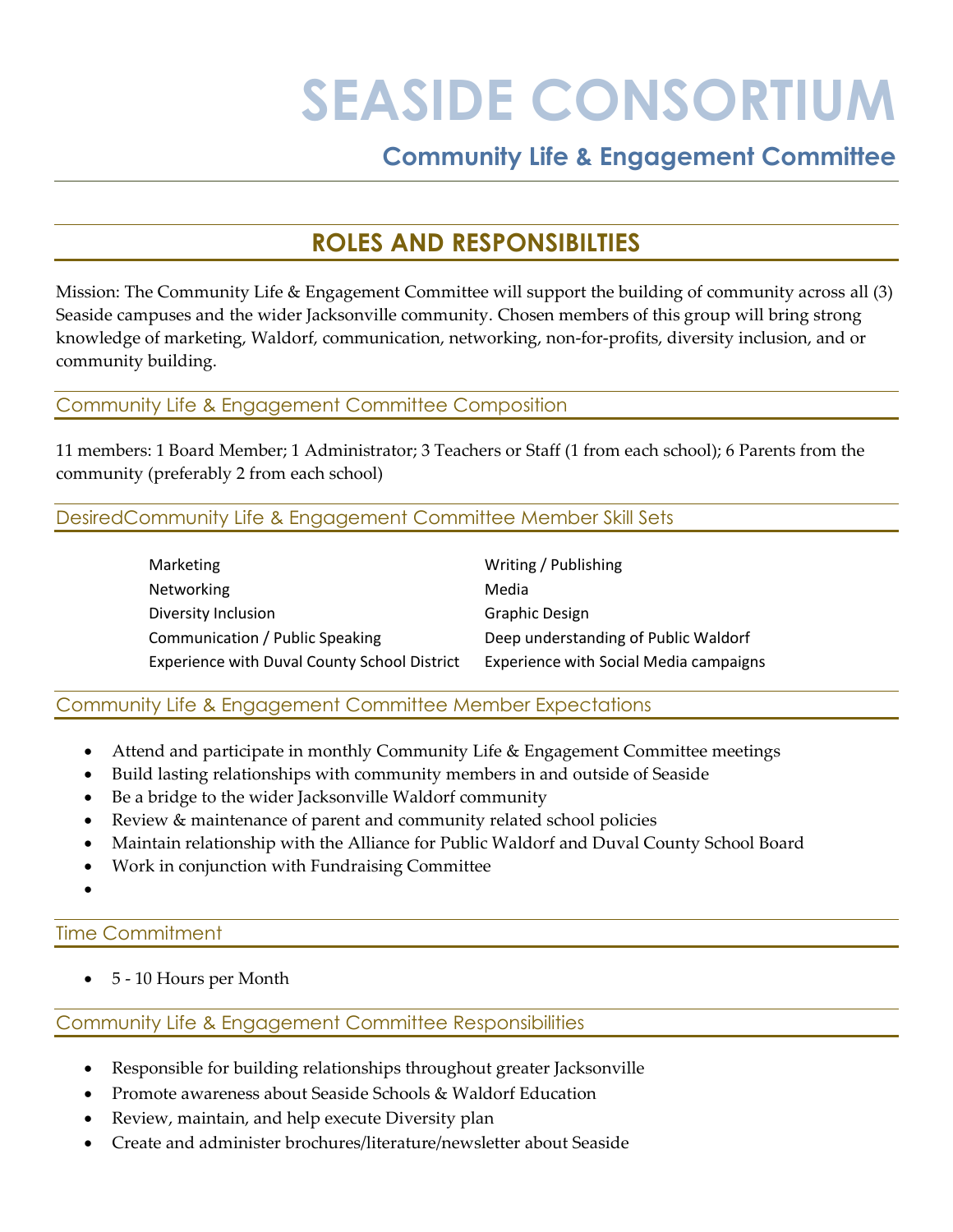# SEASIDE CONSORTIUM

## Community Life & Engagement Committee

## ROLES AND RESPONSIBILTIES

Mission: The Community Life & Engagement Committee will support the building of community across all (3) Seaside campuses and the wider Jacksonville community. Chosen members of this group will bring strong knowledge of marketing, Waldorf, communication, networking, non-for-profits, diversity inclusion, and or community building.

### Community Life & Engagement Committee Composition

11 members: 1 Board Member; 1 Administrator; 3 Teachers or Staff (1 from each school); 6 Parents from the community (preferably 2 from each school)

### DesiredCommunity Life & Engagement Committee Member Skill Sets

| | |
|---|---|
| Marketing | Writing / Publishing |
| Networking | Media |
| Diversity Inclusion | Graphic Design |
| Communication / Public Speaking | Deep understanding of Public Waldorf |
| Experience with Duval County School District | Experience with Social Media campaigns |

### Community Life & Engagement Committee Member Expectations

- Attend and participate in monthly Community Life & Engagement Committee meetings
- Build lasting relationships with community members in and outside of Seaside
- Be a bridge to the wider Jacksonville Waldorf community
- Review & maintenance of parent and community related school policies
- Maintain relationship with the Alliance for Public Waldorf and Duval County School Board
- Work in conjunction with Fundraising Committee
- 

### Time Commitment

- 5 - 10 Hours per Month

### Community Life & Engagement Committee Responsibilities

- Responsible for building relationships throughout greater Jacksonville
- Promote awareness about Seaside Schools & Waldorf Education
- Review, maintain, and help execute Diversity plan
- Create and administer brochures/literature/newsletter about Seaside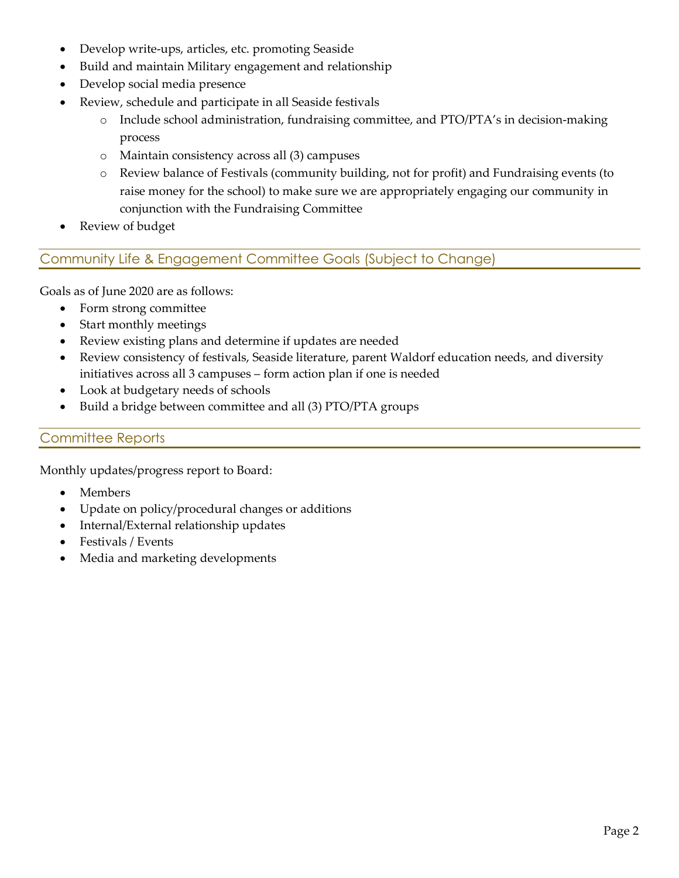- Develop write-ups, articles, etc. promoting Seaside
- Build and maintain Military engagement and relationship
- Develop social media presence
- Review, schedule and participate in all Seaside festivals
    - Include school administration, fundraising committee, and PTO/PTA's in decision-making process
    - Maintain consistency across all (3) campuses
    - Review balance of Festivals (community building, not for profit) and Fundraising events (to raise money for the school) to make sure we are appropriately engaging our community in conjunction with the Fundraising Committee
- Review of budget

## Community Life & Engagement Committee Goals (Subject to Change)

Goals as of June 2020 are as follows:

- Form strong committee
- Start monthly meetings
- Review existing plans and determine if updates are needed
- Review consistency of festivals, Seaside literature, parent Waldorf education needs, and diversity initiatives across all 3 campuses – form action plan if one is needed
- Look at budgetary needs of schools
- Build a bridge between committee and all (3) PTO/PTA groups

## Committee Reports

Monthly updates/progress report to Board:

- Members
- Update on policy/procedural changes or additions
- Internal/External relationship updates
- Festivals / Events
- Media and marketing developments